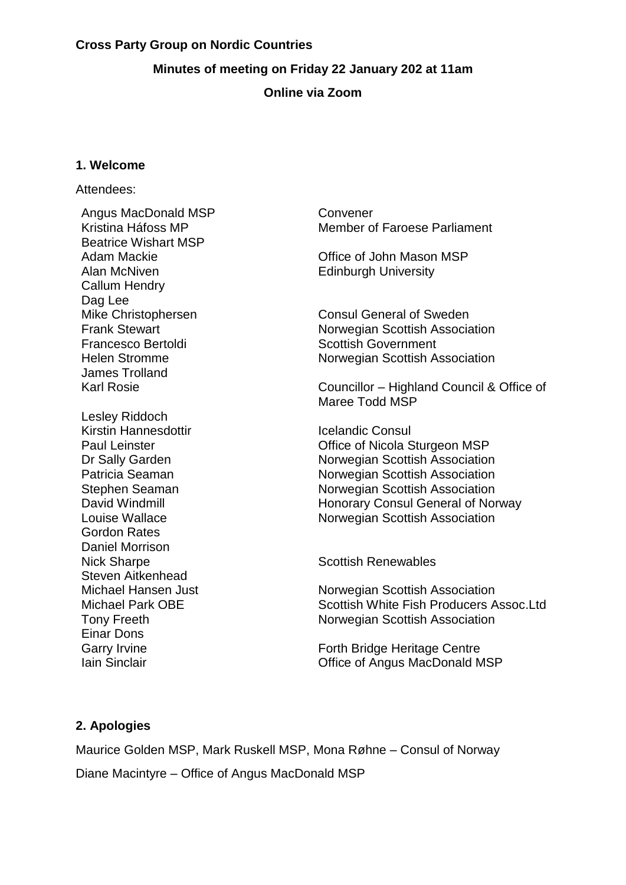**Cross Party Group on Nordic Countries**

**Minutes of meeting on Friday 22 January 202 at 11am**

**Online via Zoom**

## 1. Welcome

Attendees:

| | |
|---|---|
| Angus MacDonald MSP | Convener |
| Kristina Háfoss MP | Member of Faroese Parliament |
| Beatrice Wishart MSP | |
| Adam Mackie | Office of John Mason MSP |
| Alan McNiven | Edinburgh University |
| Callum Hendry | |
| Dag Lee | |
| Mike Christophersen | Consul General of Sweden |
| Frank Stewart | Norwegian Scottish Association |
| Francesco Bertoldi | Scottish Government |
| Helen Stromme | Norwegian Scottish Association |
| James Trolland | |
| Karl Rosie | Councillor – Highland Council & Office of Maree Todd MSP |
| Lesley Riddoch | |
| Kirstin Hannesdottir | Icelandic Consul |
| Paul Leinster | Office of Nicola Sturgeon MSP |
| Dr Sally Garden | Norwegian Scottish Association |
| Patricia Seaman | Norwegian Scottish Association |
| Stephen Seaman | Norwegian Scottish Association |
| David Windmill | Honorary Consul General of Norway |
| Louise Wallace | Norwegian Scottish Association |
| Gordon Rates | |
| Daniel Morrison | |
| Nick Sharpe | Scottish Renewables |
| Steven Aitkenhead | |
| Michael Hansen Just | Norwegian Scottish Association |
| Michael Park OBE | Scottish White Fish Producers Assoc.Ltd |
| Tony Freeth | Norwegian Scottish Association |
| Einar Dons | |
| Garry Irvine | Forth Bridge Heritage Centre |
| Iain Sinclair | Office of Angus MacDonald MSP |

## 2. Apologies

Maurice Golden MSP, Mark Ruskell MSP, Mona Røhne – Consul of Norway

Diane Macintyre – Office of Angus MacDonald MSP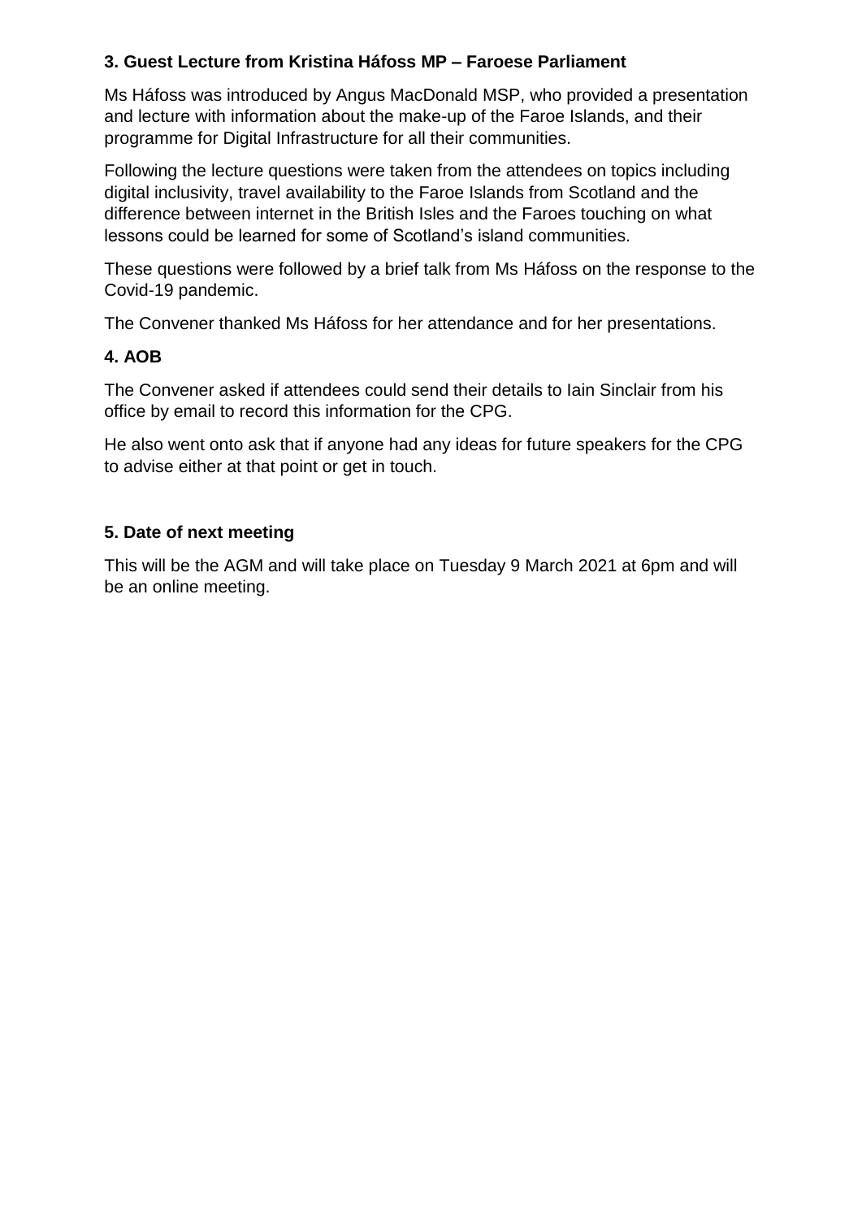### 3. Guest Lecture from Kristina Háfoss MP – Faroese Parliament

Ms Háfoss was introduced by Angus MacDonald MSP, who provided a presentation and lecture with information about the make-up of the Faroe Islands, and their programme for Digital Infrastructure for all their communities.

Following the lecture questions were taken from the attendees on topics including digital inclusivity, travel availability to the Faroe Islands from Scotland and the difference between internet in the British Isles and the Faroes touching on what lessons could be learned for some of Scotland's island communities.

These questions were followed by a brief talk from Ms Háfoss on the response to the Covid-19 pandemic.

The Convener thanked Ms Háfoss for her attendance and for her presentations.

### 4. AOB

The Convener asked if attendees could send their details to Iain Sinclair from his office by email to record this information for the CPG.

He also went onto ask that if anyone had any ideas for future speakers for the CPG to advise either at that point or get in touch.

### 5. Date of next meeting

This will be the AGM and will take place on Tuesday 9 March 2021 at 6pm and will be an online meeting.